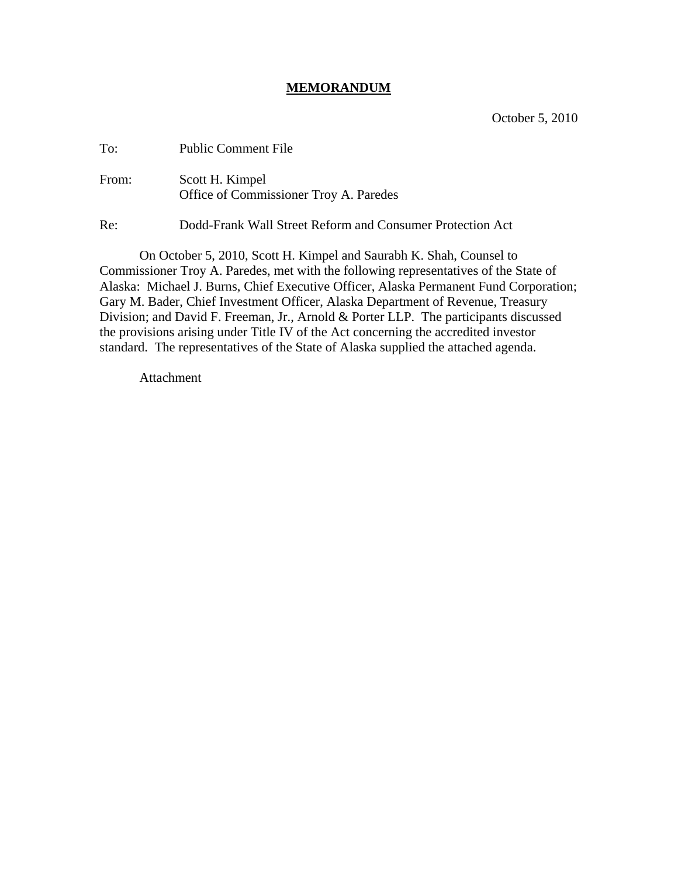# MEMORANDUM

October 5, 2010

To: Public Comment File

From: Scott H. Kimpel
Office of Commissioner Troy A. Paredes

Re: Dodd-Frank Wall Street Reform and Consumer Protection Act

On October 5, 2010, Scott H. Kimpel and Saurabh K. Shah, Counsel to Commissioner Troy A. Paredes, met with the following representatives of the State of Alaska: Michael J. Burns, Chief Executive Officer, Alaska Permanent Fund Corporation; Gary M. Bader, Chief Investment Officer, Alaska Department of Revenue, Treasury Division; and David F. Freeman, Jr., Arnold & Porter LLP. The participants discussed the provisions arising under Title IV of the Act concerning the accredited investor standard. The representatives of the State of Alaska supplied the attached agenda.

Attachment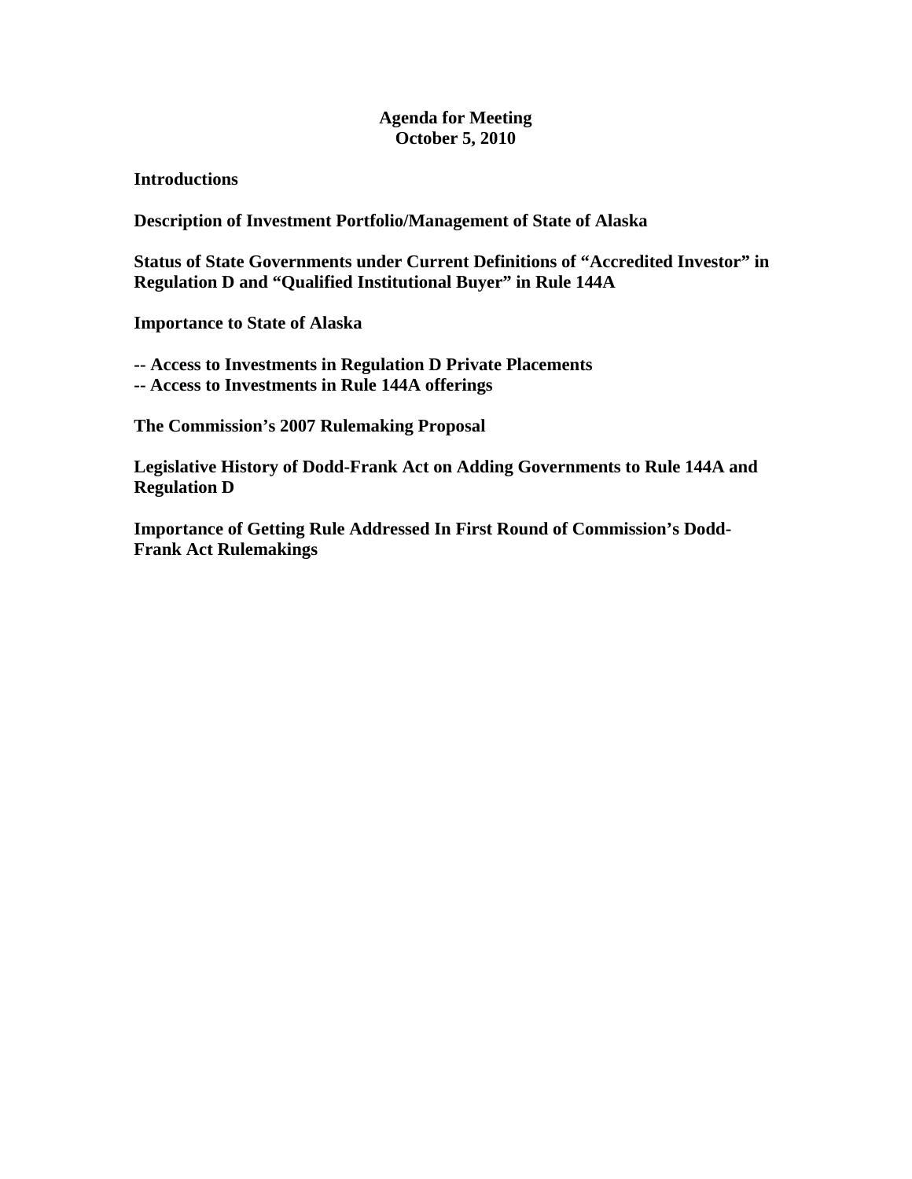# Agenda for Meeting
# October 5, 2010

**Introductions**

**Description of Investment Portfolio/Management of State of Alaska**

**Status of State Governments under Current Definitions of "Accredited Investor" in Regulation D and "Qualified Institutional Buyer" in Rule 144A**

**Importance to State of Alaska**

**-- Access to Investments in Regulation D Private Placements**
**-- Access to Investments in Rule 144A offerings**

**The Commission's 2007 Rulemaking Proposal**

**Legislative History of Dodd-Frank Act on Adding Governments to Rule 144A and Regulation D**

**Importance of Getting Rule Addressed In First Round of Commission's Dodd-Frank Act Rulemakings**